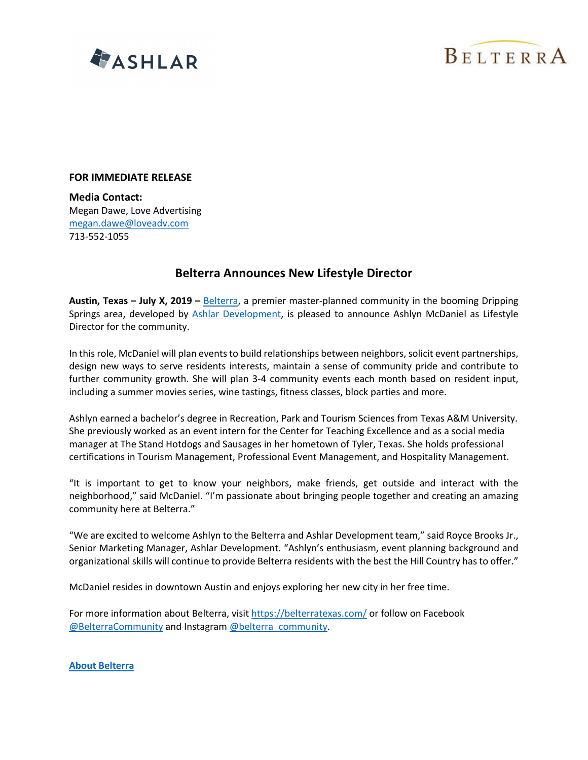**FOR IMMEDIATE RELEASE**

**Media Contact:**
Megan Dawe, Love Advertising
megan.dawe@loveadv.com
713-552-1055

## Belterra Announces New Lifestyle Director

**Austin, Texas – July X, 2019 –** Belterra, a premier master-planned community in the booming Dripping Springs area, developed by Ashlar Development, is pleased to announce Ashlyn McDaniel as Lifestyle Director for the community.

In this role, McDaniel will plan events to build relationships between neighbors, solicit event partnerships, design new ways to serve residents interests, maintain a sense of community pride and contribute to further community growth. She will plan 3-4 community events each month based on resident input, including a summer movies series, wine tastings, fitness classes, block parties and more.

Ashlyn earned a bachelor's degree in Recreation, Park and Tourism Sciences from Texas A&M University. She previously worked as an event intern for the Center for Teaching Excellence and as a social media manager at The Stand Hotdogs and Sausages in her hometown of Tyler, Texas. She holds professional certifications in Tourism Management, Professional Event Management, and Hospitality Management.

"It is important to get to know your neighbors, make friends, get outside and interact with the neighborhood," said McDaniel. "I'm passionate about bringing people together and creating an amazing community here at Belterra."

"We are excited to welcome Ashlyn to the Belterra and Ashlar Development team," said Royce Brooks Jr., Senior Marketing Manager, Ashlar Development. "Ashlyn's enthusiasm, event planning background and organizational skills will continue to provide Belterra residents with the best the Hill Country has to offer."

McDaniel resides in downtown Austin and enjoys exploring her new city in her free time.

For more information about Belterra, visit https://belterratexas.com/ or follow on Facebook @BelterraCommunity and Instagram @belterra_community.

**About Belterra**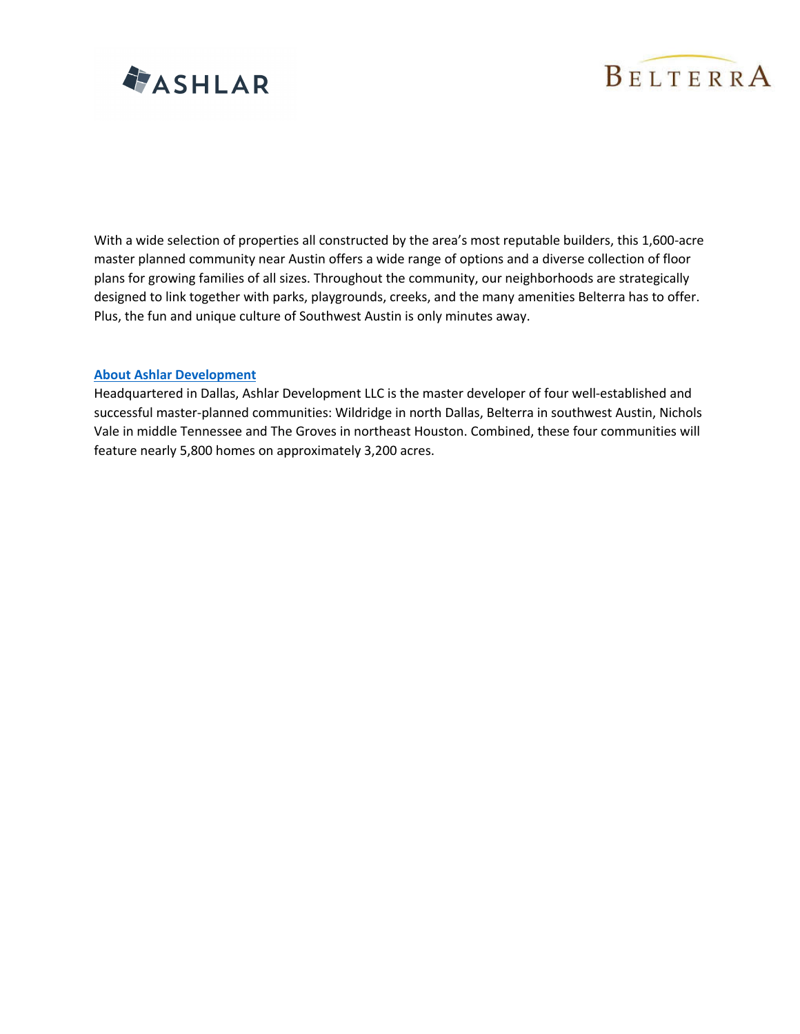With a wide selection of properties all constructed by the area's most reputable builders, this 1,600-acre master planned community near Austin offers a wide range of options and a diverse collection of floor plans for growing families of all sizes. Throughout the community, our neighborhoods are strategically designed to link together with parks, playgrounds, creeks, and the many amenities Belterra has to offer. Plus, the fun and unique culture of Southwest Austin is only minutes away.

**About Ashlar Development**

Headquartered in Dallas, Ashlar Development LLC is the master developer of four well-established and successful master-planned communities: Wildridge in north Dallas, Belterra in southwest Austin, Nichols Vale in middle Tennessee and The Groves in northeast Houston. Combined, these four communities will feature nearly 5,800 homes on approximately 3,200 acres.